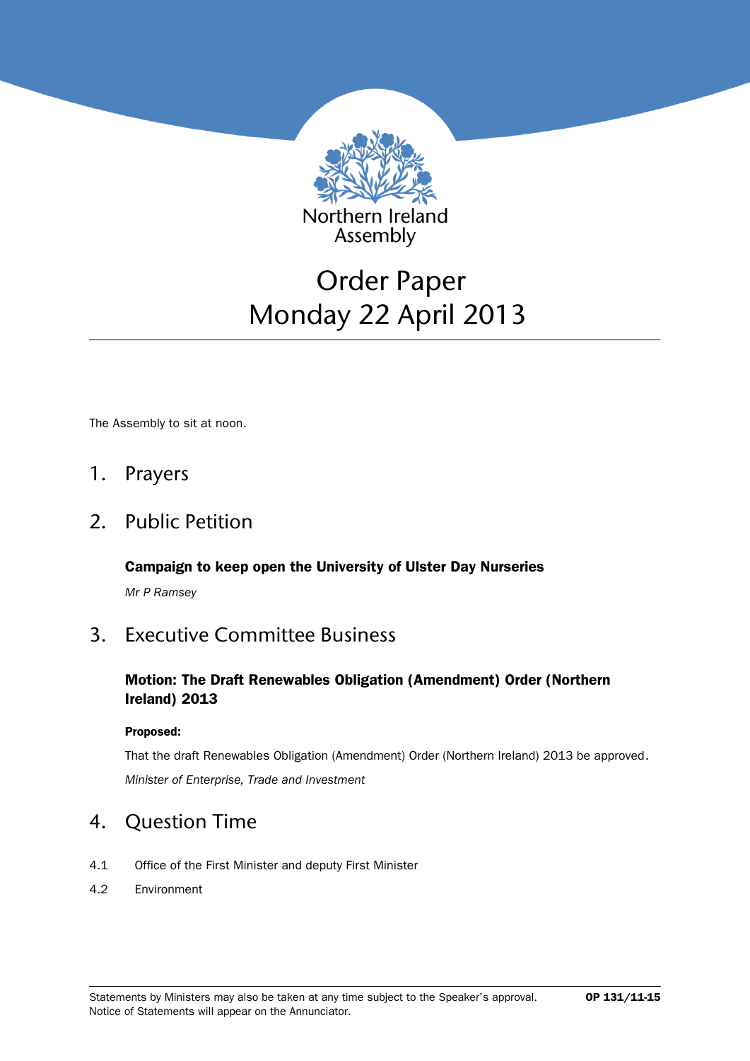Northern Ireland Assembly

# Order Paper
# Monday 22 April 2013

The Assembly to sit at noon.

## 1. Prayers

## 2. Public Petition

**Campaign to keep open the University of Ulster Day Nurseries**

*Mr P Ramsey*

## 3. Executive Committee Business

**Motion: The Draft Renewables Obligation (Amendment) Order (Northern Ireland) 2013**

**Proposed:**

That the draft Renewables Obligation (Amendment) Order (Northern Ireland) 2013 be approved.

*Minister of Enterprise, Trade and Investment*

## 4. Question Time

4.1 Office of the First Minister and deputy First Minister

4.2 Environment

Statements by Ministers may also be taken at any time subject to the Speaker's approval. Notice of Statements will appear on the Annunciator.

**OP 131/11-15**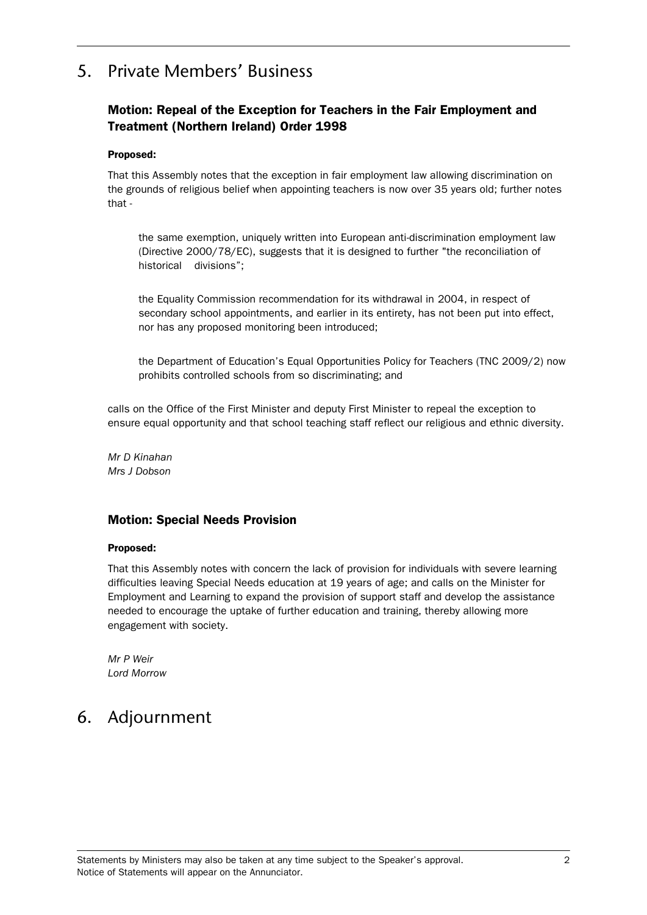## 5. Private Members' Business

### Motion: Repeal of the Exception for Teachers in the Fair Employment and Treatment (Northern Ireland) Order 1998

**Proposed:**

That this Assembly notes that the exception in fair employment law allowing discrimination on the grounds of religious belief when appointing teachers is now over 35 years old; further notes that -

> the same exemption, uniquely written into European anti-discrimination employment law (Directive 2000/78/EC), suggests that it is designed to further "the reconciliation of historical divisions";
>
> the Equality Commission recommendation for its withdrawal in 2004, in respect of secondary school appointments, and earlier in its entirety, has not been put into effect, nor has any proposed monitoring been introduced;
>
> the Department of Education's Equal Opportunities Policy for Teachers (TNC 2009/2) now prohibits controlled schools from so discriminating; and

calls on the Office of the First Minister and deputy First Minister to repeal the exception to ensure equal opportunity and that school teaching staff reflect our religious and ethnic diversity.

*Mr D Kinahan*
*Mrs J Dobson*

### Motion: Special Needs Provision

**Proposed:**

That this Assembly notes with concern the lack of provision for individuals with severe learning difficulties leaving Special Needs education at 19 years of age; and calls on the Minister for Employment and Learning to expand the provision of support staff and develop the assistance needed to encourage the uptake of further education and training, thereby allowing more engagement with society.

*Mr P Weir*
*Lord Morrow*

## 6. Adjournment

Statements by Ministers may also be taken at any time subject to the Speaker's approval.
Notice of Statements will appear on the Annunciator.